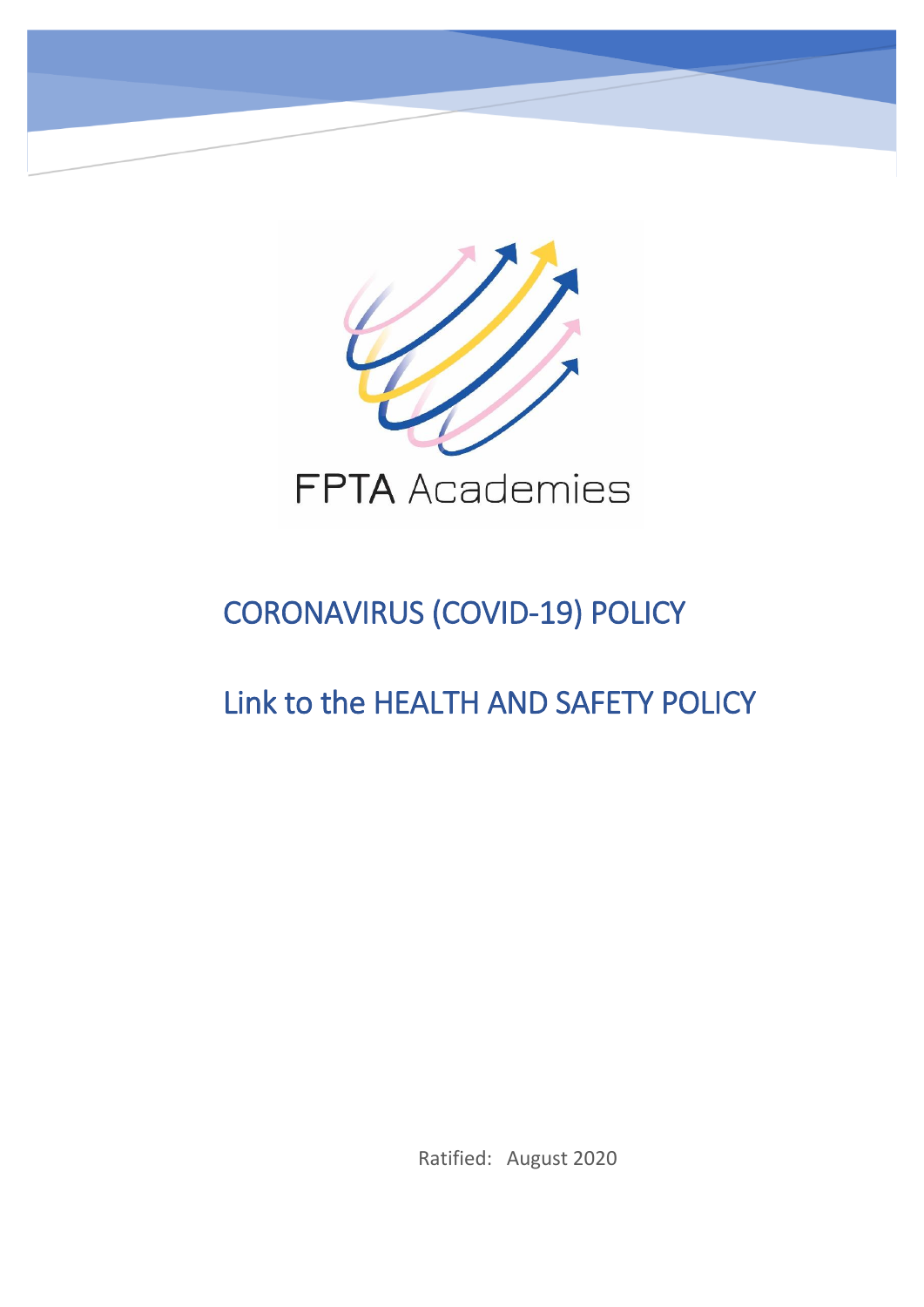FPTA Academies

# CORONAVIRUS (COVID-19) POLICY

## Link to the HEALTH AND SAFETY POLICY

Ratified: August 2020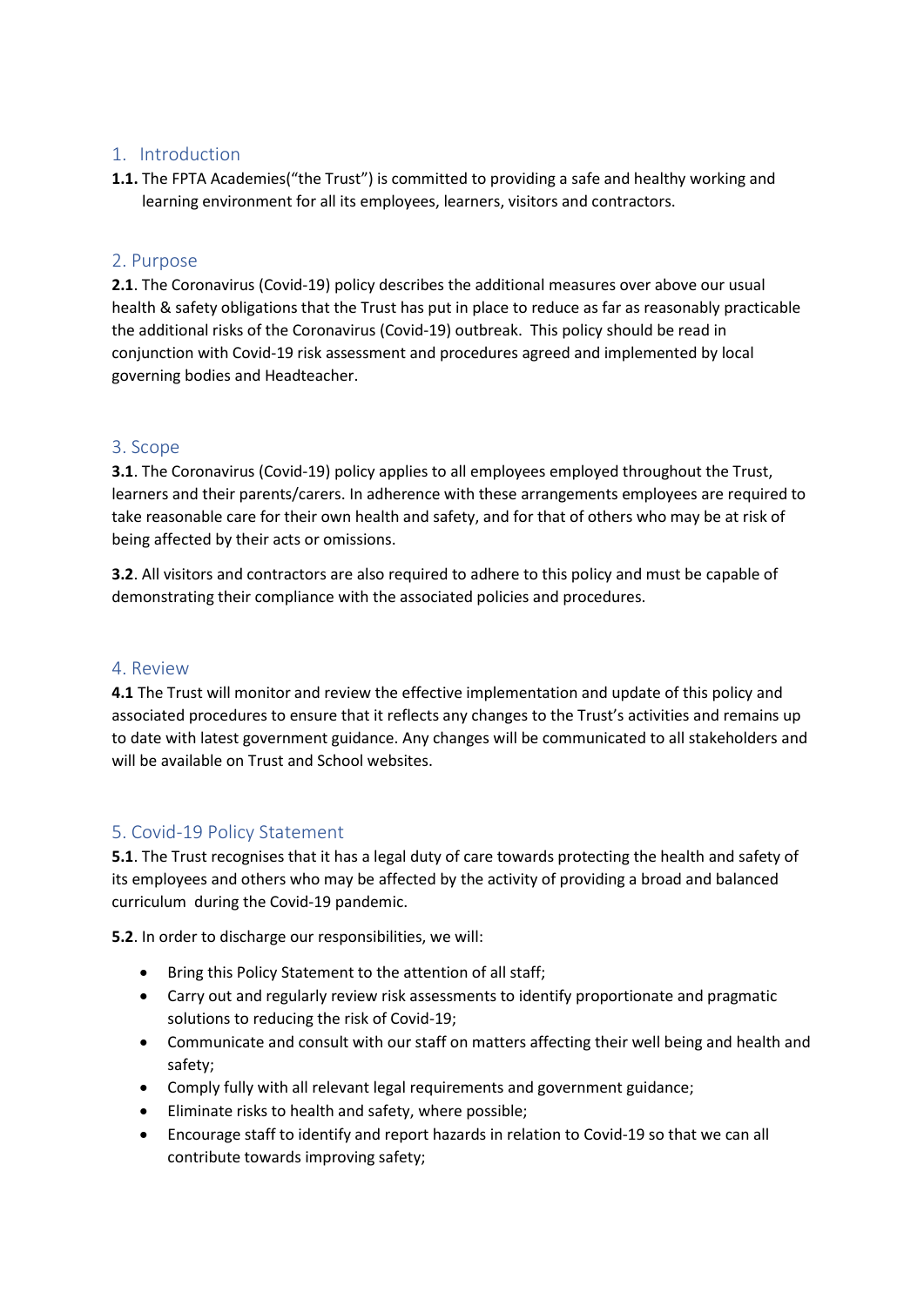## 1. Introduction

**1.1.** The FPTA Academies("the Trust") is committed to providing a safe and healthy working and learning environment for all its employees, learners, visitors and contractors.

## 2. Purpose

**2.1**. The Coronavirus (Covid-19) policy describes the additional measures over above our usual health & safety obligations that the Trust has put in place to reduce as far as reasonably practicable the additional risks of the Coronavirus (Covid-19) outbreak. This policy should be read in conjunction with Covid-19 risk assessment and procedures agreed and implemented by local governing bodies and Headteacher.

## 3. Scope

**3.1**. The Coronavirus (Covid-19) policy applies to all employees employed throughout the Trust, learners and their parents/carers. In adherence with these arrangements employees are required to take reasonable care for their own health and safety, and for that of others who may be at risk of being affected by their acts or omissions.

**3.2**. All visitors and contractors are also required to adhere to this policy and must be capable of demonstrating their compliance with the associated policies and procedures.

## 4. Review

**4.1** The Trust will monitor and review the effective implementation and update of this policy and associated procedures to ensure that it reflects any changes to the Trust's activities and remains up to date with latest government guidance. Any changes will be communicated to all stakeholders and will be available on Trust and School websites.

## 5. Covid-19 Policy Statement

**5.1**. The Trust recognises that it has a legal duty of care towards protecting the health and safety of its employees and others who may be affected by the activity of providing a broad and balanced curriculum during the Covid-19 pandemic.

**5.2**. In order to discharge our responsibilities, we will:

- Bring this Policy Statement to the attention of all staff;
- Carry out and regularly review risk assessments to identify proportionate and pragmatic solutions to reducing the risk of Covid-19;
- Communicate and consult with our staff on matters affecting their well being and health and safety;
- Comply fully with all relevant legal requirements and government guidance;
- Eliminate risks to health and safety, where possible;
- Encourage staff to identify and report hazards in relation to Covid-19 so that we can all contribute towards improving safety;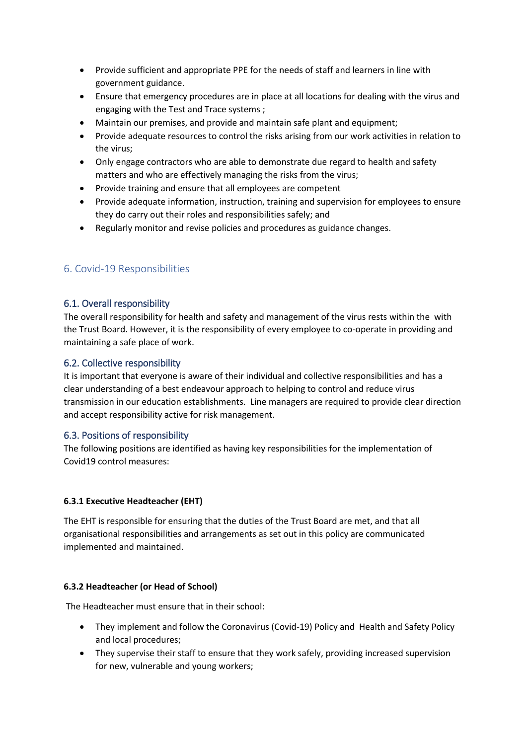- Provide sufficient and appropriate PPE for the needs of staff and learners in line with government guidance.
- Ensure that emergency procedures are in place at all locations for dealing with the virus and engaging with the Test and Trace systems ;
- Maintain our premises, and provide and maintain safe plant and equipment;
- Provide adequate resources to control the risks arising from our work activities in relation to the virus;
- Only engage contractors who are able to demonstrate due regard to health and safety matters and who are effectively managing the risks from the virus;
- Provide training and ensure that all employees are competent
- Provide adequate information, instruction, training and supervision for employees to ensure they do carry out their roles and responsibilities safely; and
- Regularly monitor and revise policies and procedures as guidance changes.

## 6. Covid-19 Responsibilities

### 6.1. Overall responsibility

The overall responsibility for health and safety and management of the virus rests within the  with the Trust Board. However, it is the responsibility of every employee to co-operate in providing and maintaining a safe place of work.

### 6.2. Collective responsibility

It is important that everyone is aware of their individual and collective responsibilities and has a clear understanding of a best endeavour approach to helping to control and reduce virus transmission in our education establishments.  Line managers are required to provide clear direction and accept responsibility active for risk management.

### 6.3. Positions of responsibility

The following positions are identified as having key responsibilities for the implementation of Covid19 control measures:

**6.3.1 Executive Headteacher (EHT)**

The EHT is responsible for ensuring that the duties of the Trust Board are met, and that all organisational responsibilities and arrangements as set out in this policy are communicated implemented and maintained.

**6.3.2 Headteacher (or Head of School)**

The Headteacher must ensure that in their school:

- They implement and follow the Coronavirus (Covid-19) Policy and  Health and Safety Policy and local procedures;
- They supervise their staff to ensure that they work safely, providing increased supervision for new, vulnerable and young workers;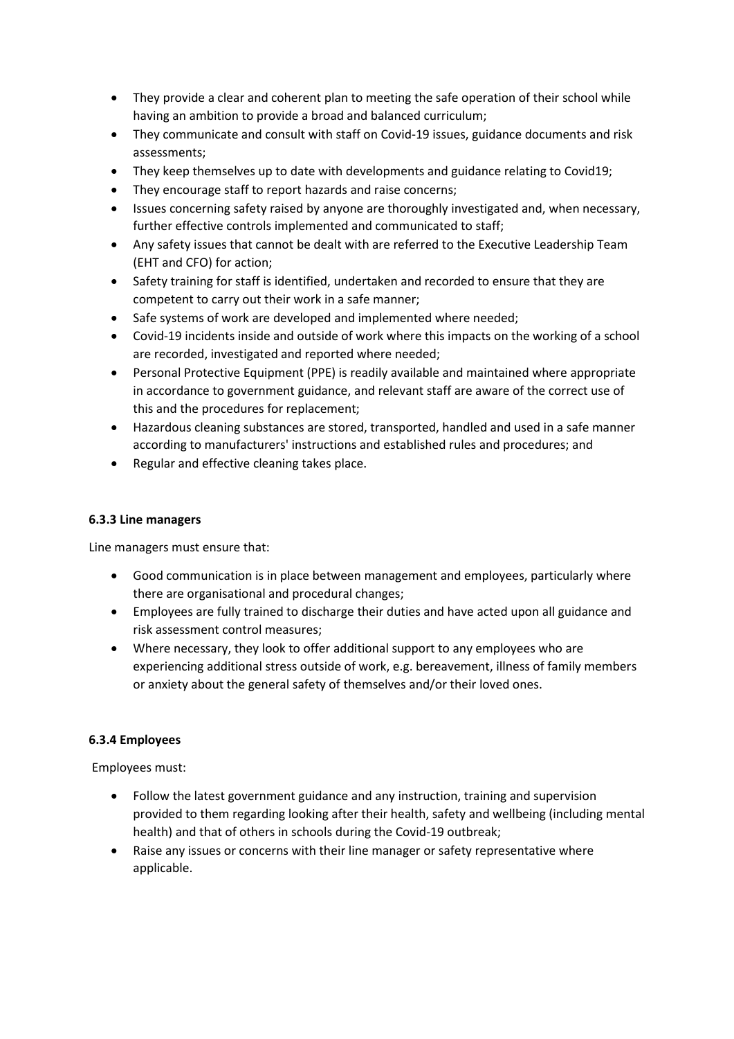- They provide a clear and coherent plan to meeting the safe operation of their school while having an ambition to provide a broad and balanced curriculum;
- They communicate and consult with staff on Covid-19 issues, guidance documents and risk assessments;
- They keep themselves up to date with developments and guidance relating to Covid19;
- They encourage staff to report hazards and raise concerns;
- Issues concerning safety raised by anyone are thoroughly investigated and, when necessary, further effective controls implemented and communicated to staff;
- Any safety issues that cannot be dealt with are referred to the Executive Leadership Team (EHT and CFO) for action;
- Safety training for staff is identified, undertaken and recorded to ensure that they are competent to carry out their work in a safe manner;
- Safe systems of work are developed and implemented where needed;
- Covid-19 incidents inside and outside of work where this impacts on the working of a school are recorded, investigated and reported where needed;
- Personal Protective Equipment (PPE) is readily available and maintained where appropriate in accordance to government guidance, and relevant staff are aware of the correct use of this and the procedures for replacement;
- Hazardous cleaning substances are stored, transported, handled and used in a safe manner according to manufacturers' instructions and established rules and procedures; and
- Regular and effective cleaning takes place.

**6.3.3 Line managers**

Line managers must ensure that:

- Good communication is in place between management and employees, particularly where there are organisational and procedural changes;
- Employees are fully trained to discharge their duties and have acted upon all guidance and risk assessment control measures;
- Where necessary, they look to offer additional support to any employees who are experiencing additional stress outside of work, e.g. bereavement, illness of family members or anxiety about the general safety of themselves and/or their loved ones.

**6.3.4 Employees**

Employees must:

- Follow the latest government guidance and any instruction, training and supervision provided to them regarding looking after their health, safety and wellbeing (including mental health) and that of others in schools during the Covid-19 outbreak;
- Raise any issues or concerns with their line manager or safety representative where applicable.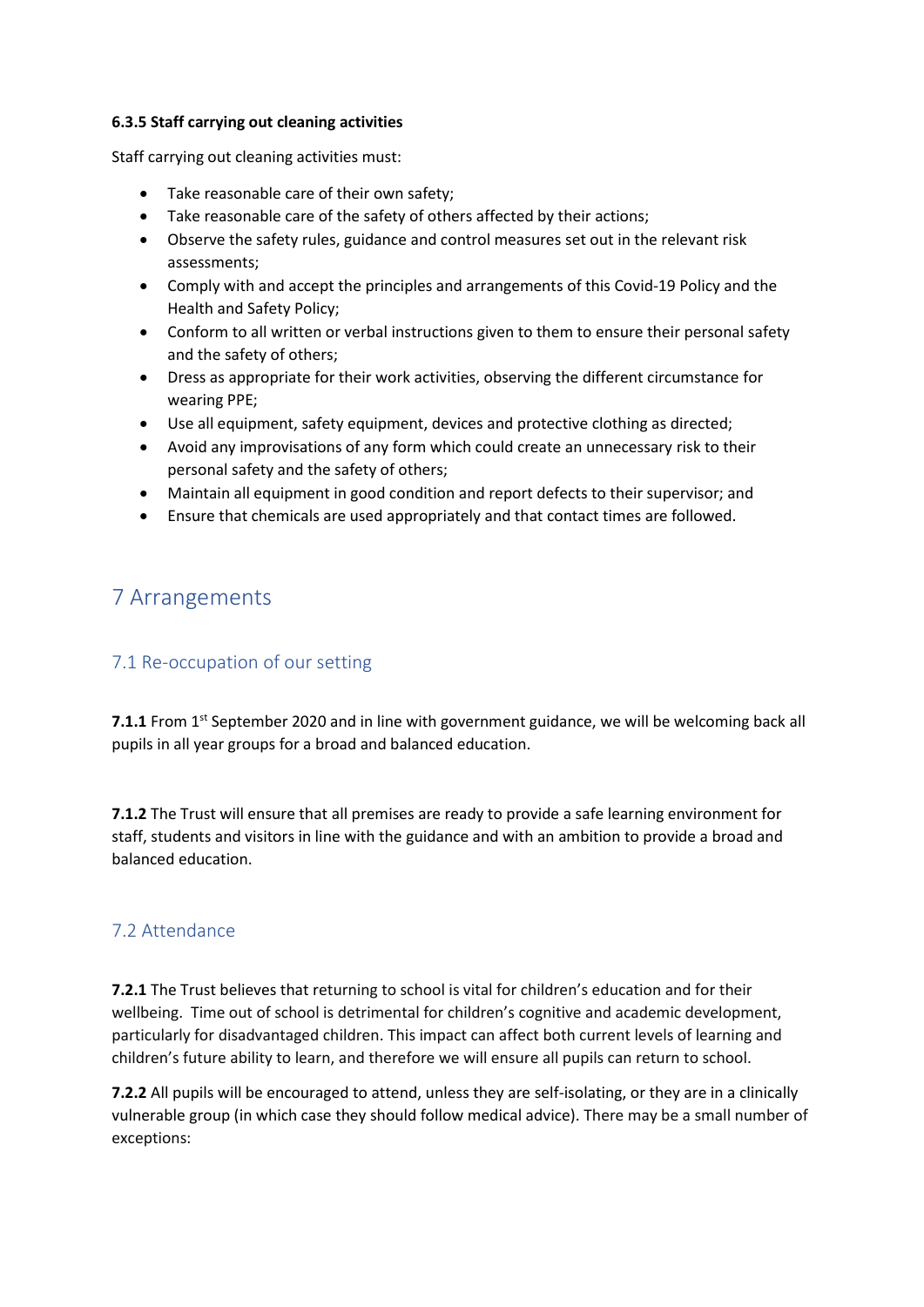#### 6.3.5 Staff carrying out cleaning activities

Staff carrying out cleaning activities must:

- Take reasonable care of their own safety;
- Take reasonable care of the safety of others affected by their actions;
- Observe the safety rules, guidance and control measures set out in the relevant risk assessments;
- Comply with and accept the principles and arrangements of this Covid-19 Policy and the Health and Safety Policy;
- Conform to all written or verbal instructions given to them to ensure their personal safety and the safety of others;
- Dress as appropriate for their work activities, observing the different circumstance for wearing PPE;
- Use all equipment, safety equipment, devices and protective clothing as directed;
- Avoid any improvisations of any form which could create an unnecessary risk to their personal safety and the safety of others;
- Maintain all equipment in good condition and report defects to their supervisor; and
- Ensure that chemicals are used appropriately and that contact times are followed.

# 7 Arrangements

## 7.1 Re-occupation of our setting

**7.1.1** From 1st September 2020 and in line with government guidance, we will be welcoming back all pupils in all year groups for a broad and balanced education.

**7.1.2** The Trust will ensure that all premises are ready to provide a safe learning environment for staff, students and visitors in line with the guidance and with an ambition to provide a broad and balanced education.

## 7.2 Attendance

**7.2.1** The Trust believes that returning to school is vital for children's education and for their wellbeing. Time out of school is detrimental for children's cognitive and academic development, particularly for disadvantaged children. This impact can affect both current levels of learning and children's future ability to learn, and therefore we will ensure all pupils can return to school.

**7.2.2** All pupils will be encouraged to attend, unless they are self-isolating, or they are in a clinically vulnerable group (in which case they should follow medical advice). There may be a small number of exceptions: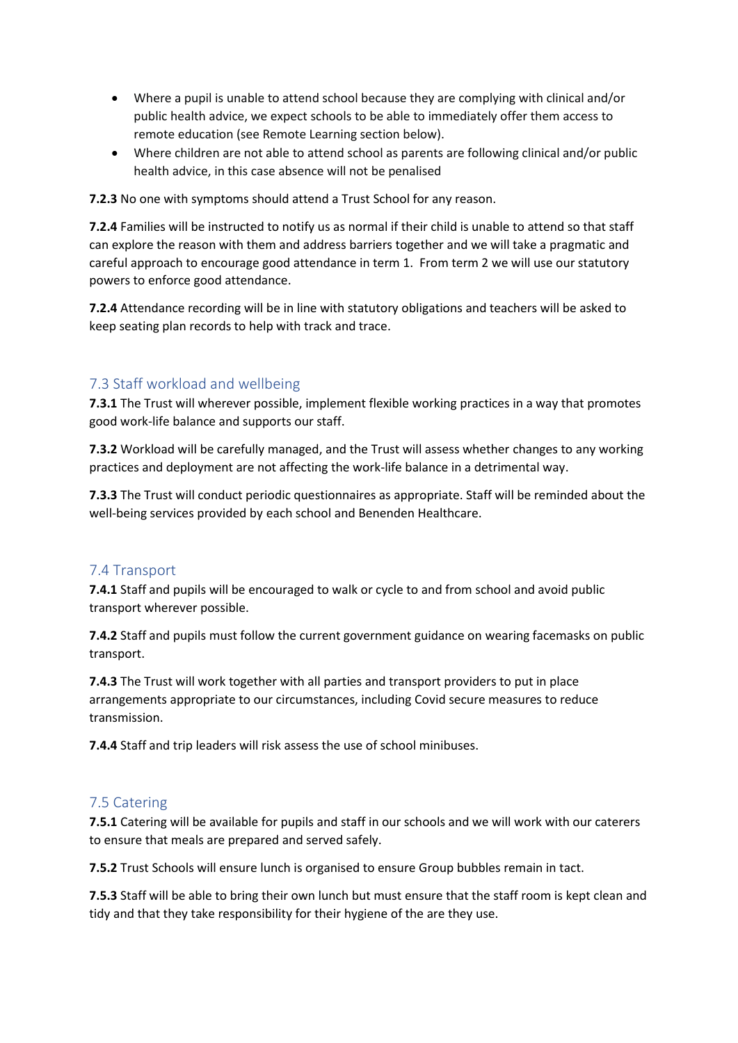- Where a pupil is unable to attend school because they are complying with clinical and/or public health advice, we expect schools to be able to immediately offer them access to remote education (see Remote Learning section below).
- Where children are not able to attend school as parents are following clinical and/or public health advice, in this case absence will not be penalised

**7.2.3** No one with symptoms should attend a Trust School for any reason.

**7.2.4** Families will be instructed to notify us as normal if their child is unable to attend so that staff can explore the reason with them and address barriers together and we will take a pragmatic and careful approach to encourage good attendance in term 1. From term 2 we will use our statutory powers to enforce good attendance.

**7.2.4** Attendance recording will be in line with statutory obligations and teachers will be asked to keep seating plan records to help with track and trace.

## 7.3 Staff workload and wellbeing

**7.3.1** The Trust will wherever possible, implement flexible working practices in a way that promotes good work-life balance and supports our staff.

**7.3.2** Workload will be carefully managed, and the Trust will assess whether changes to any working practices and deployment are not affecting the work-life balance in a detrimental way.

**7.3.3** The Trust will conduct periodic questionnaires as appropriate. Staff will be reminded about the well-being services provided by each school and Benenden Healthcare.

## 7.4 Transport

**7.4.1** Staff and pupils will be encouraged to walk or cycle to and from school and avoid public transport wherever possible.

**7.4.2** Staff and pupils must follow the current government guidance on wearing facemasks on public transport.

**7.4.3** The Trust will work together with all parties and transport providers to put in place arrangements appropriate to our circumstances, including Covid secure measures to reduce transmission.

**7.4.4** Staff and trip leaders will risk assess the use of school minibuses.

## 7.5 Catering

**7.5.1** Catering will be available for pupils and staff in our schools and we will work with our caterers to ensure that meals are prepared and served safely.

**7.5.2** Trust Schools will ensure lunch is organised to ensure Group bubbles remain in tact.

**7.5.3** Staff will be able to bring their own lunch but must ensure that the staff room is kept clean and tidy and that they take responsibility for their hygiene of the are they use.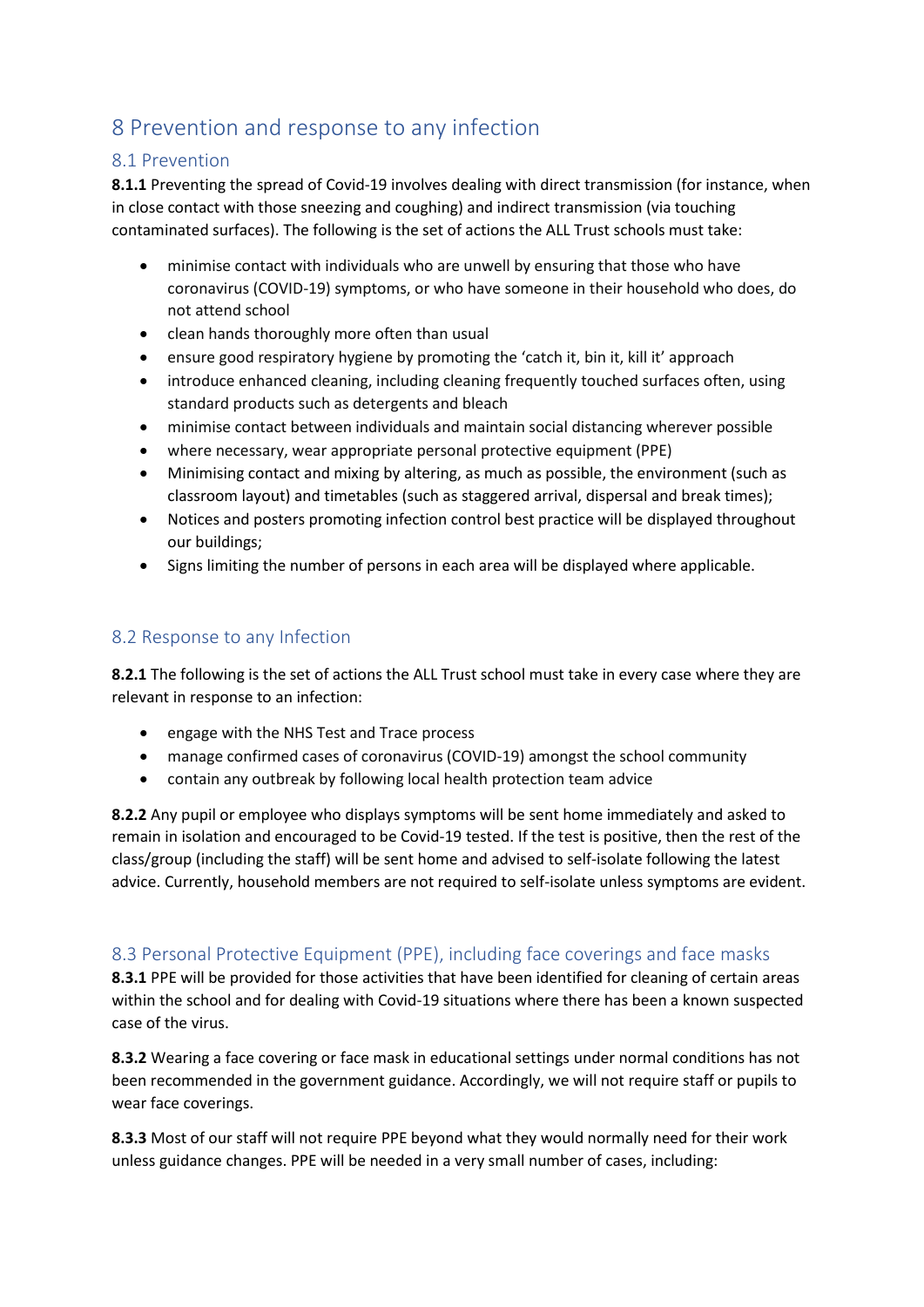# 8 Prevention and response to any infection

## 8.1 Prevention

**8.1.1** Preventing the spread of Covid-19 involves dealing with direct transmission (for instance, when in close contact with those sneezing and coughing) and indirect transmission (via touching contaminated surfaces). The following is the set of actions the ALL Trust schools must take:

- minimise contact with individuals who are unwell by ensuring that those who have coronavirus (COVID-19) symptoms, or who have someone in their household who does, do not attend school
- clean hands thoroughly more often than usual
- ensure good respiratory hygiene by promoting the 'catch it, bin it, kill it' approach
- introduce enhanced cleaning, including cleaning frequently touched surfaces often, using standard products such as detergents and bleach
- minimise contact between individuals and maintain social distancing wherever possible
- where necessary, wear appropriate personal protective equipment (PPE)
- Minimising contact and mixing by altering, as much as possible, the environment (such as classroom layout) and timetables (such as staggered arrival, dispersal and break times);
- Notices and posters promoting infection control best practice will be displayed throughout our buildings;
- Signs limiting the number of persons in each area will be displayed where applicable.

## 8.2 Response to any Infection

**8.2.1** The following is the set of actions the ALL Trust school must take in every case where they are relevant in response to an infection:

- engage with the NHS Test and Trace process
- manage confirmed cases of coronavirus (COVID-19) amongst the school community
- contain any outbreak by following local health protection team advice

**8.2.2** Any pupil or employee who displays symptoms will be sent home immediately and asked to remain in isolation and encouraged to be Covid-19 tested. If the test is positive, then the rest of the class/group (including the staff) will be sent home and advised to self-isolate following the latest advice. Currently, household members are not required to self-isolate unless symptoms are evident.

## 8.3 Personal Protective Equipment (PPE), including face coverings and face masks

**8.3.1** PPE will be provided for those activities that have been identified for cleaning of certain areas within the school and for dealing with Covid-19 situations where there has been a known suspected case of the virus.

**8.3.2** Wearing a face covering or face mask in educational settings under normal conditions has not been recommended in the government guidance. Accordingly, we will not require staff or pupils to wear face coverings.

**8.3.3** Most of our staff will not require PPE beyond what they would normally need for their work unless guidance changes. PPE will be needed in a very small number of cases, including: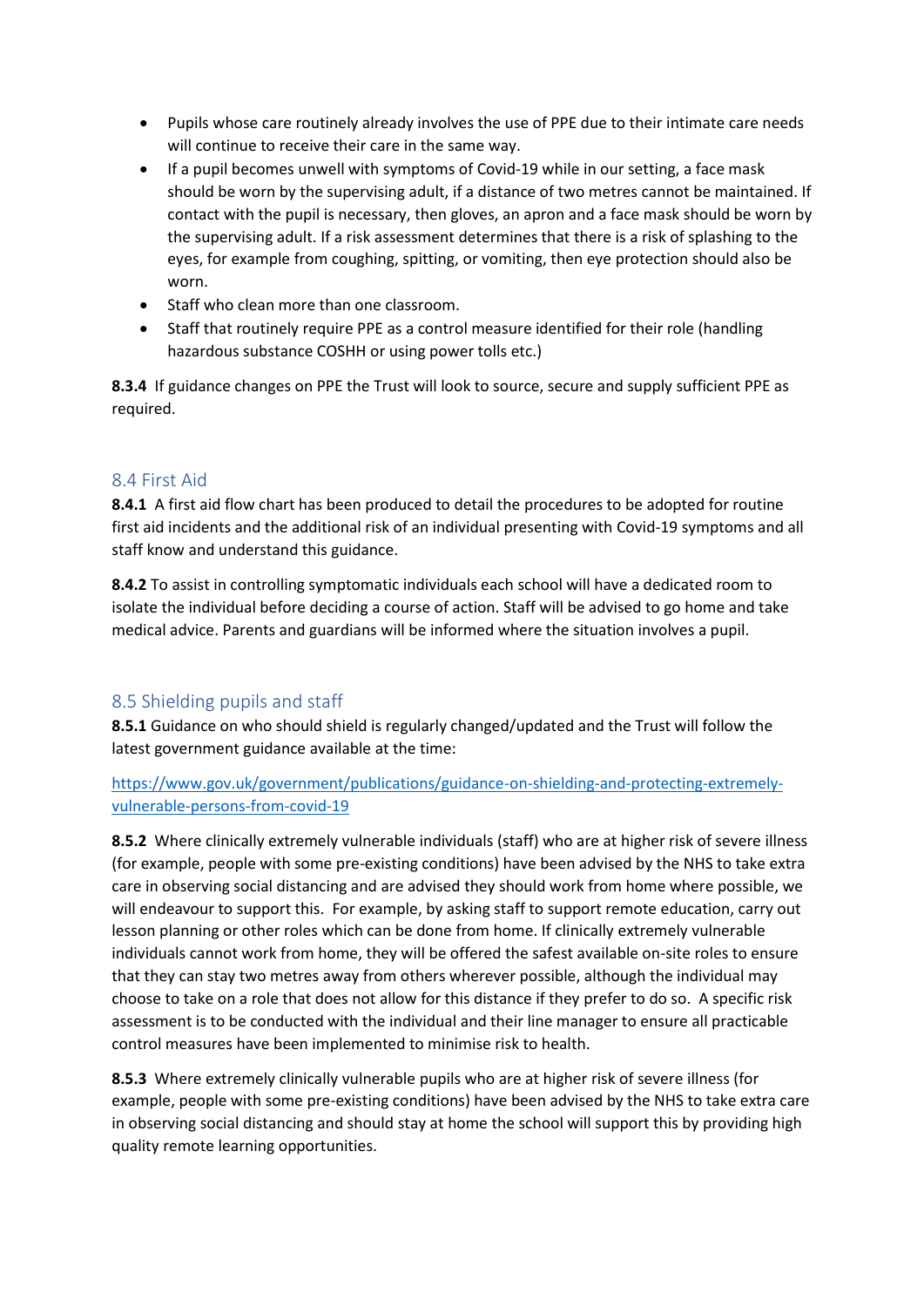- Pupils whose care routinely already involves the use of PPE due to their intimate care needs will continue to receive their care in the same way.
- If a pupil becomes unwell with symptoms of Covid-19 while in our setting, a face mask should be worn by the supervising adult, if a distance of two metres cannot be maintained. If contact with the pupil is necessary, then gloves, an apron and a face mask should be worn by the supervising adult. If a risk assessment determines that there is a risk of splashing to the eyes, for example from coughing, spitting, or vomiting, then eye protection should also be worn.
- Staff who clean more than one classroom.
- Staff that routinely require PPE as a control measure identified for their role (handling hazardous substance COSHH or using power tolls etc.)

**8.3.4** If guidance changes on PPE the Trust will look to source, secure and supply sufficient PPE as required.

## 8.4 First Aid

**8.4.1** A first aid flow chart has been produced to detail the procedures to be adopted for routine first aid incidents and the additional risk of an individual presenting with Covid-19 symptoms and all staff know and understand this guidance.

**8.4.2** To assist in controlling symptomatic individuals each school will have a dedicated room to isolate the individual before deciding a course of action. Staff will be advised to go home and take medical advice. Parents and guardians will be informed where the situation involves a pupil.

## 8.5 Shielding pupils and staff

**8.5.1** Guidance on who should shield is regularly changed/updated and the Trust will follow the latest government guidance available at the time:

https://www.gov.uk/government/publications/guidance-on-shielding-and-protecting-extremely-vulnerable-persons-from-covid-19

**8.5.2** Where clinically extremely vulnerable individuals (staff) who are at higher risk of severe illness (for example, people with some pre-existing conditions) have been advised by the NHS to take extra care in observing social distancing and are advised they should work from home where possible, we will endeavour to support this. For example, by asking staff to support remote education, carry out lesson planning or other roles which can be done from home. If clinically extremely vulnerable individuals cannot work from home, they will be offered the safest available on-site roles to ensure that they can stay two metres away from others wherever possible, although the individual may choose to take on a role that does not allow for this distance if they prefer to do so. A specific risk assessment is to be conducted with the individual and their line manager to ensure all practicable control measures have been implemented to minimise risk to health.

**8.5.3** Where extremely clinically vulnerable pupils who are at higher risk of severe illness (for example, people with some pre-existing conditions) have been advised by the NHS to take extra care in observing social distancing and should stay at home the school will support this by providing high quality remote learning opportunities.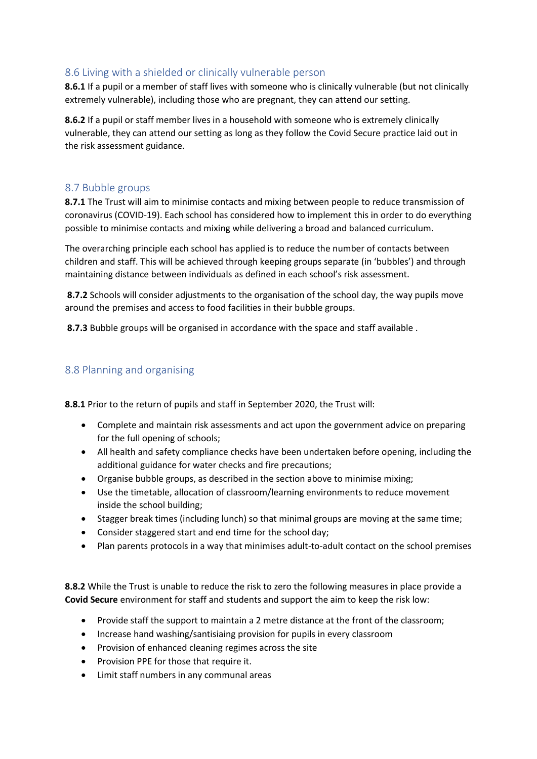## 8.6 Living with a shielded or clinically vulnerable person

**8.6.1** If a pupil or a member of staff lives with someone who is clinically vulnerable (but not clinically extremely vulnerable), including those who are pregnant, they can attend our setting.

**8.6.2** If a pupil or staff member lives in a household with someone who is extremely clinically vulnerable, they can attend our setting as long as they follow the Covid Secure practice laid out in the risk assessment guidance.

## 8.7 Bubble groups

**8.7.1** The Trust will aim to minimise contacts and mixing between people to reduce transmission of coronavirus (COVID-19). Each school has considered how to implement this in order to do everything possible to minimise contacts and mixing while delivering a broad and balanced curriculum.

The overarching principle each school has applied is to reduce the number of contacts between children and staff. This will be achieved through keeping groups separate (in 'bubbles') and through maintaining distance between individuals as defined in each school's risk assessment.

**8.7.2** Schools will consider adjustments to the organisation of the school day, the way pupils move around the premises and access to food facilities in their bubble groups.

**8.7.3** Bubble groups will be organised in accordance with the space and staff available .

## 8.8 Planning and organising

**8.8.1** Prior to the return of pupils and staff in September 2020, the Trust will:

- Complete and maintain risk assessments and act upon the government advice on preparing for the full opening of schools;
- All health and safety compliance checks have been undertaken before opening, including the additional guidance for water checks and fire precautions;
- Organise bubble groups, as described in the section above to minimise mixing;
- Use the timetable, allocation of classroom/learning environments to reduce movement inside the school building;
- Stagger break times (including lunch) so that minimal groups are moving at the same time;
- Consider staggered start and end time for the school day;
- Plan parents protocols in a way that minimises adult-to-adult contact on the school premises

**8.8.2** While the Trust is unable to reduce the risk to zero the following measures in place provide a **Covid Secure** environment for staff and students and support the aim to keep the risk low:

- Provide staff the support to maintain a 2 metre distance at the front of the classroom;
- Increase hand washing/santisiaing provision for pupils in every classroom
- Provision of enhanced cleaning regimes across the site
- Provision PPE for those that require it.
- Limit staff numbers in any communal areas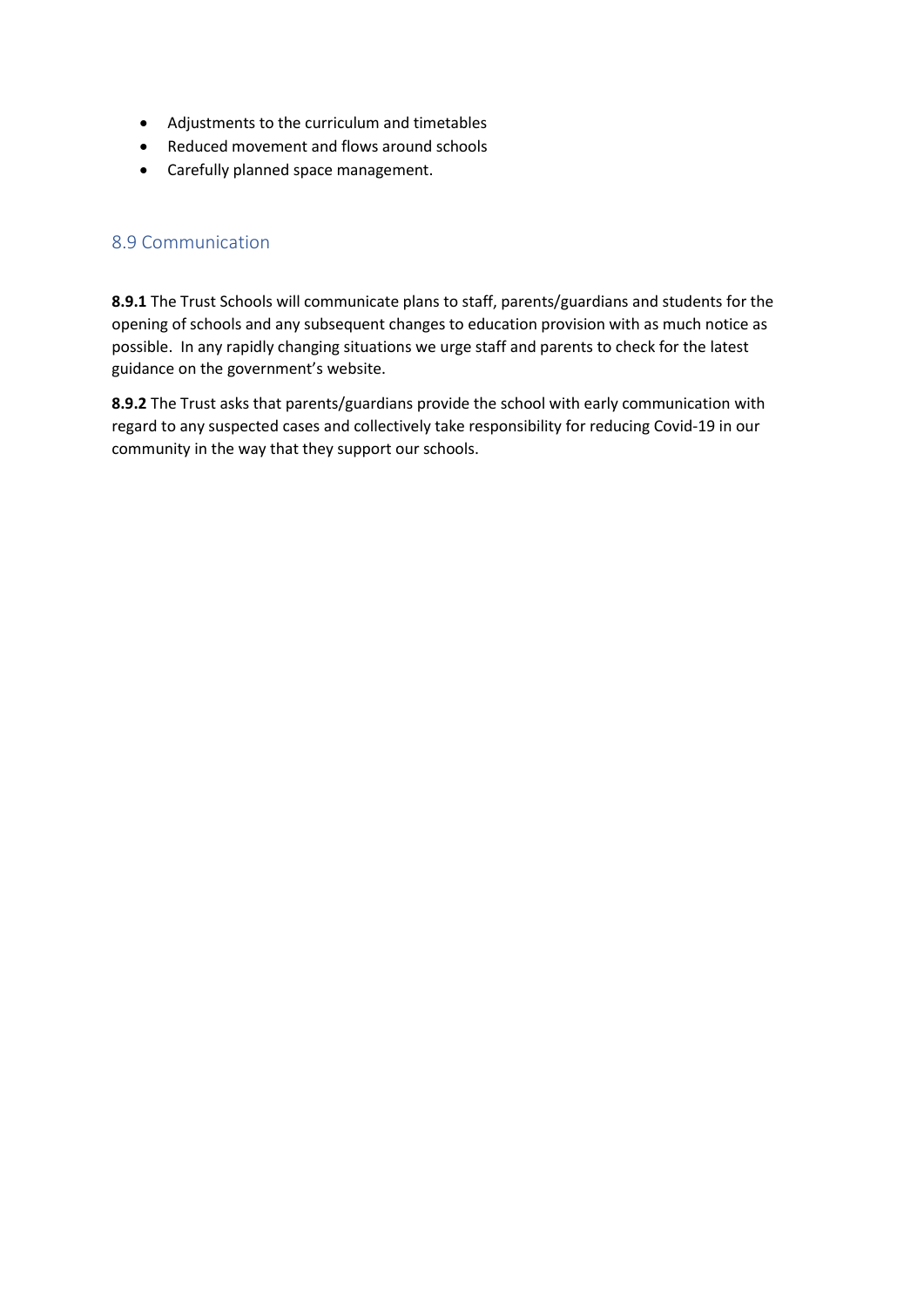- Adjustments to the curriculum and timetables
- Reduced movement and flows around schools
- Carefully planned space management.

## 8.9 Communication

**8.9.1** The Trust Schools will communicate plans to staff, parents/guardians and students for the opening of schools and any subsequent changes to education provision with as much notice as possible. In any rapidly changing situations we urge staff and parents to check for the latest guidance on the government's website.

**8.9.2** The Trust asks that parents/guardians provide the school with early communication with regard to any suspected cases and collectively take responsibility for reducing Covid-19 in our community in the way that they support our schools.